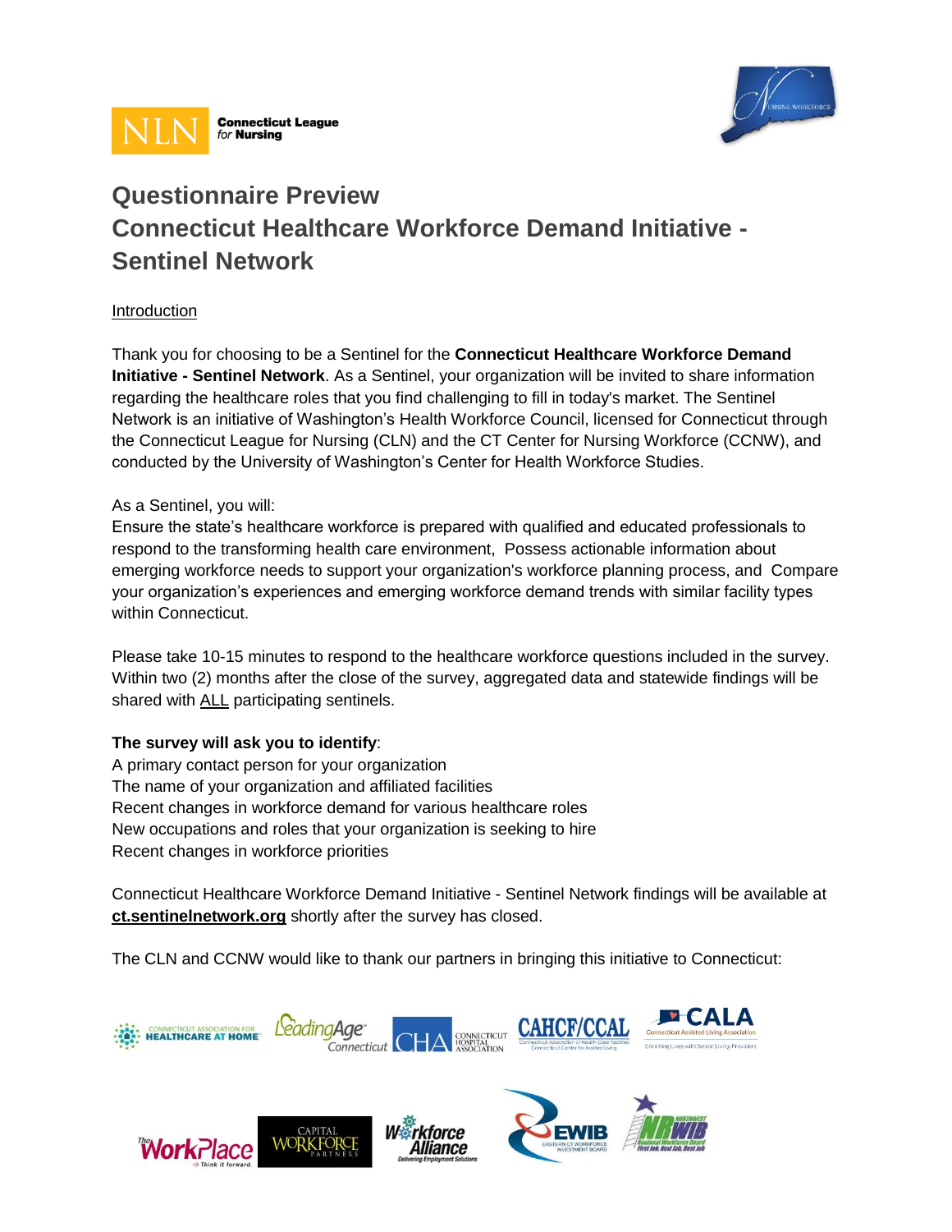# Questionnaire Preview
# Connecticut Healthcare Workforce Demand Initiative - Sentinel Network

Introduction

Thank you for choosing to be a Sentinel for the **Connecticut Healthcare Workforce Demand Initiative - Sentinel Network**. As a Sentinel, your organization will be invited to share information regarding the healthcare roles that you find challenging to fill in today's market. The Sentinel Network is an initiative of Washington's Health Workforce Council, licensed for Connecticut through the Connecticut League for Nursing (CLN) and the CT Center for Nursing Workforce (CCNW), and conducted by the University of Washington's Center for Health Workforce Studies.

As a Sentinel, you will:
Ensure the state's healthcare workforce is prepared with qualified and educated professionals to respond to the transforming health care environment, Possess actionable information about emerging workforce needs to support your organization's workforce planning process, and Compare your organization's experiences and emerging workforce demand trends with similar facility types within Connecticut.

Please take 10-15 minutes to respond to the healthcare workforce questions included in the survey. Within two (2) months after the close of the survey, aggregated data and statewide findings will be shared with ALL participating sentinels.

**The survey will ask you to identify**:
A primary contact person for your organization
The name of your organization and affiliated facilities
Recent changes in workforce demand for various healthcare roles
New occupations and roles that your organization is seeking to hire
Recent changes in workforce priorities

Connecticut Healthcare Workforce Demand Initiative - Sentinel Network findings will be available at **ct.sentinelnetwork.org** shortly after the survey has closed.

The CLN and CCNW would like to thank our partners in bringing this initiative to Connecticut: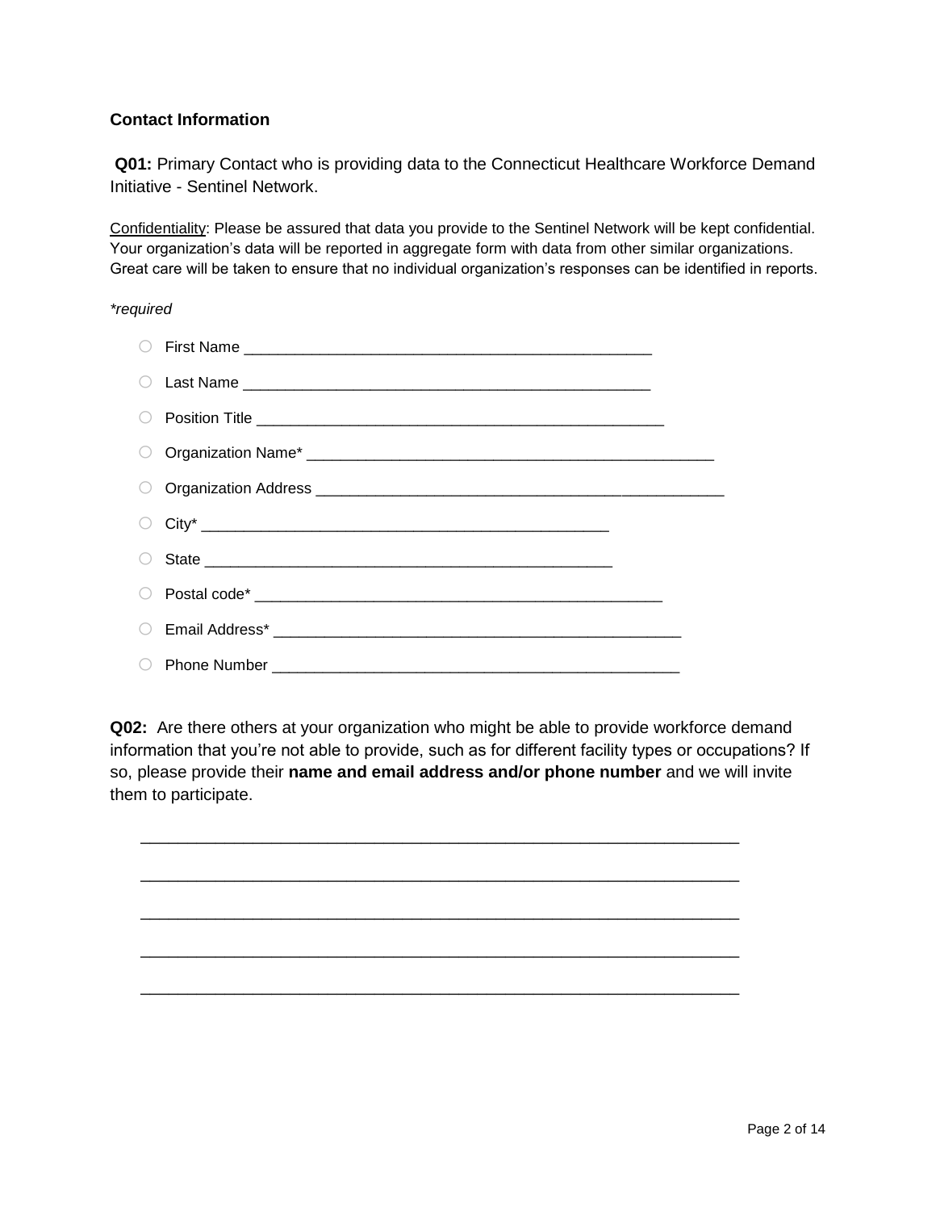**Contact Information**

**Q01:** Primary Contact who is providing data to the Connecticut Healthcare Workforce Demand Initiative - Sentinel Network.

Confidentiality: Please be assured that data you provide to the Sentinel Network will be kept confidential. Your organization's data will be reported in aggregate form with data from other similar organizations. Great care will be taken to ensure that no individual organization's responses can be identified in reports.

*\*required*

- ○ First Name ________________________________________________
- ○ Last Name ________________________________________________
- ○ Position Title ________________________________________________
- ○ Organization Name* ________________________________________________
- ○ Organization Address ________________________________________________
- ○ City* ________________________________________________
- ○ State ________________________________________________
- ○ Postal code* ________________________________________________
- ○ Email Address* ________________________________________________
- ○ Phone Number ________________________________________________

**Q02:** Are there others at your organization who might be able to provide workforce demand information that you're not able to provide, such as for different facility types or occupations? If so, please provide their **name and email address and/or phone number** and we will invite them to participate.

________________________________________________________________

________________________________________________________________

________________________________________________________________

________________________________________________________________

________________________________________________________________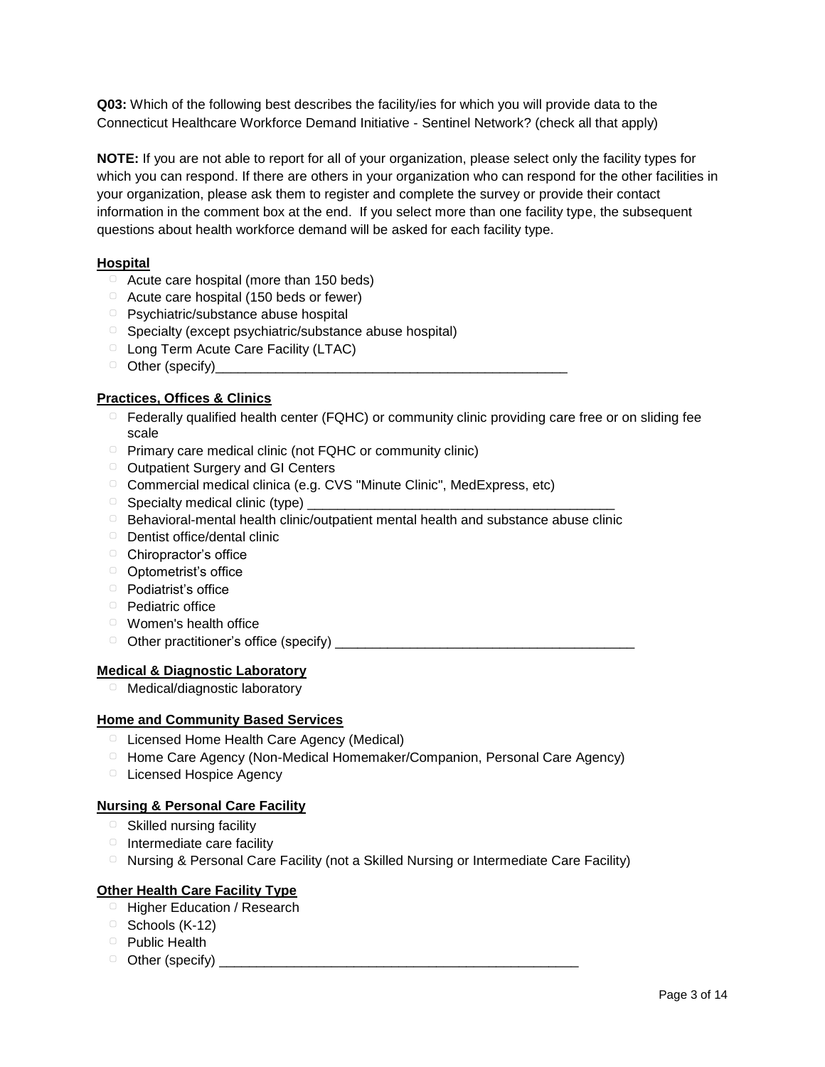**Q03:** Which of the following best describes the facility/ies for which you will provide data to the Connecticut Healthcare Workforce Demand Initiative - Sentinel Network? (check all that apply)

**NOTE:** If you are not able to report for all of your organization, please select only the facility types for which you can respond. If there are others in your organization who can respond for the other facilities in your organization, please ask them to register and complete the survey or provide their contact information in the comment box at the end. If you select more than one facility type, the subsequent questions about health workforce demand will be asked for each facility type.

**Hospital**

- ▢ Acute care hospital (more than 150 beds)
- ▢ Acute care hospital (150 beds or fewer)
- ▢ Psychiatric/substance abuse hospital
- ▢ Specialty (except psychiatric/substance abuse hospital)
- ▢ Long Term Acute Care Facility (LTAC)
- ▢ Other (specify)_______________________________________________

**Practices, Offices & Clinics**

- ▢ Federally qualified health center (FQHC) or community clinic providing care free or on sliding fee scale
- ▢ Primary care medical clinic (not FQHC or community clinic)
- ▢ Outpatient Surgery and GI Centers
- ▢ Commercial medical clinica (e.g. CVS "Minute Clinic", MedExpress, etc)
- ▢ Specialty medical clinic (type) ________________________________________
- ▢ Behavioral-mental health clinic/outpatient mental health and substance abuse clinic
- ▢ Dentist office/dental clinic
- ▢ Chiropractor's office
- ▢ Optometrist's office
- ▢ Podiatrist's office
- ▢ Pediatric office
- ▢ Women's health office
- ▢ Other practitioner's office (specify) ________________________________________

**Medical & Diagnostic Laboratory**

- ▢ Medical/diagnostic laboratory

**Home and Community Based Services**

- ▢ Licensed Home Health Care Agency (Medical)
- ▢ Home Care Agency (Non-Medical Homemaker/Companion, Personal Care Agency)
- ▢ Licensed Hospice Agency

**Nursing & Personal Care Facility**

- ▢ Skilled nursing facility
- ▢ Intermediate care facility
- ▢ Nursing & Personal Care Facility (not a Skilled Nursing or Intermediate Care Facility)

**Other Health Care Facility Type**

- ▢ Higher Education / Research
- ▢ Schools (K-12)
- ▢ Public Health
- ▢ Other (specify) ________________________________________________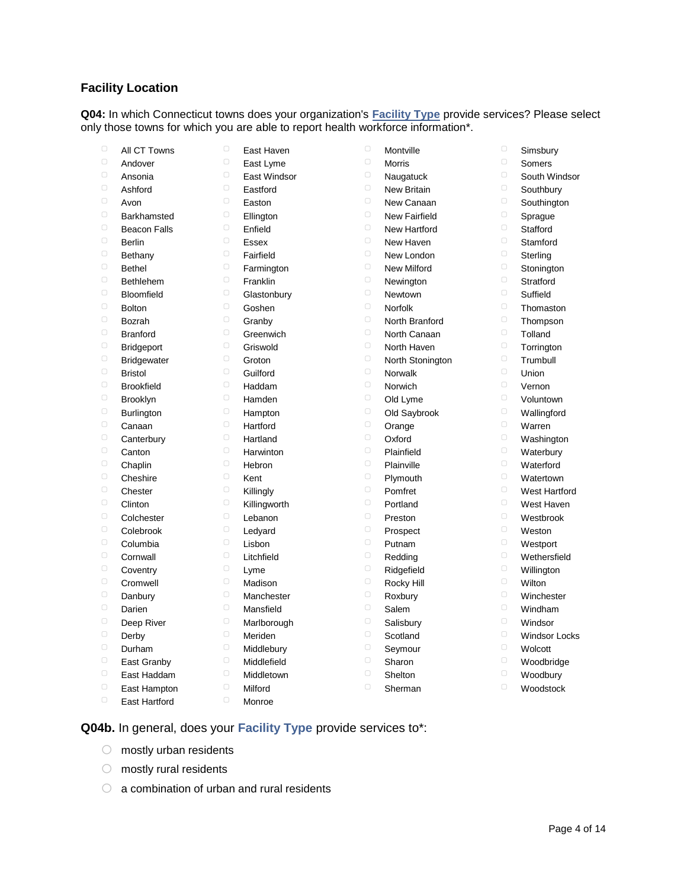## Facility Location

**Q04:** In which Connecticut towns does your organization's **Facility Type** provide services? Please select only those towns for which you are able to report health workforce information*.

- ▢ All CT Towns
- ▢ Andover
- ▢ Ansonia
- ▢ Ashford
- ▢ Avon
- ▢ Barkhamsted
- ▢ Beacon Falls
- ▢ Berlin
- ▢ Bethany
- ▢ Bethel
- ▢ Bethlehem
- ▢ Bloomfield
- ▢ Bolton
- ▢ Bozrah
- ▢ Branford
- ▢ Bridgeport
- ▢ Bridgewater
- ▢ Bristol
- ▢ Brookfield
- ▢ Brooklyn
- ▢ Burlington
- ▢ Canaan
- ▢ Canterbury
- ▢ Canton
- ▢ Chaplin
- ▢ Cheshire
- ▢ Chester
- ▢ Clinton
- ▢ Colchester
- ▢ Colebrook
- ▢ Columbia
- ▢ Cornwall
- ▢ Coventry
- ▢ Cromwell
- ▢ Danbury
- ▢ Darien
- ▢ Deep River
- ▢ Derby
- ▢ Durham
- ▢ East Granby
- ▢ East Haddam
- ▢ East Hampton
- ▢ East Hartford
- ▢ East Haven
- ▢ East Lyme
- ▢ East Windsor
- ▢ Eastford
- ▢ Easton
- ▢ Ellington
- ▢ Enfield
- ▢ Essex
- ▢ Fairfield
- ▢ Farmington
- ▢ Franklin
- ▢ Glastonbury
- ▢ Goshen
- ▢ Granby
- ▢ Greenwich
- ▢ Griswold
- ▢ Groton
- ▢ Guilford
- ▢ Haddam
- ▢ Hamden
- ▢ Hampton
- ▢ Hartford
- ▢ Hartland
- ▢ Harwinton
- ▢ Hebron
- ▢ Kent
- ▢ Killingly
- ▢ Killingworth
- ▢ Lebanon
- ▢ Ledyard
- ▢ Lisbon
- ▢ Litchfield
- ▢ Lyme
- ▢ Madison
- ▢ Manchester
- ▢ Mansfield
- ▢ Marlborough
- ▢ Meriden
- ▢ Middlebury
- ▢ Middlefield
- ▢ Middletown
- ▢ Milford
- ▢ Monroe
- ▢ Montville
- ▢ Morris
- ▢ Naugatuck
- ▢ New Britain
- ▢ New Canaan
- ▢ New Fairfield
- ▢ New Hartford
- ▢ New Haven
- ▢ New London
- ▢ New Milford
- ▢ Newington
- ▢ Newtown
- ▢ Norfolk
- ▢ North Branford
- ▢ North Canaan
- ▢ North Haven
- ▢ North Stonington
- ▢ Norwalk
- ▢ Norwich
- ▢ Old Lyme
- ▢ Old Saybrook
- ▢ Orange
- ▢ Oxford
- ▢ Plainfield
- ▢ Plainville
- ▢ Plymouth
- ▢ Pomfret
- ▢ Portland
- ▢ Preston
- ▢ Prospect
- ▢ Putnam
- ▢ Redding
- ▢ Ridgefield
- ▢ Rocky Hill
- ▢ Roxbury
- ▢ Salem
- ▢ Salisbury
- ▢ Scotland
- ▢ Seymour
- ▢ Sharon
- ▢ Shelton
- ▢ Sherman
- ▢ Simsbury
- ▢ Somers
- ▢ South Windsor
- ▢ Southbury
- ▢ Southington
- ▢ Sprague
- ▢ Stafford
- ▢ Stamford
- ▢ Sterling
- ▢ Stonington
- ▢ Stratford
- ▢ Suffield
- ▢ Thomaston
- ▢ Thompson
- ▢ Tolland
- ▢ Torrington
- ▢ Trumbull
- ▢ Union
- ▢ Vernon
- ▢ Voluntown
- ▢ Wallingford
- ▢ Warren
- ▢ Washington
- ▢ Waterbury
- ▢ Waterford
- ▢ Watertown
- ▢ West Hartford
- ▢ West Haven
- ▢ Westbrook
- ▢ Weston
- ▢ Westport
- ▢ Wethersfield
- ▢ Willington
- ▢ Wilton
- ▢ Winchester
- ▢ Windham
- ▢ Windsor
- ▢ Windsor Locks
- ▢ Wolcott
- ▢ Woodbridge
- ▢ Woodbury
- ▢ Woodstock

**Q04b.** In general, does your **Facility Type** provide services to*:

- ○ mostly urban residents
- ○ mostly rural residents
- ○ a combination of urban and rural residents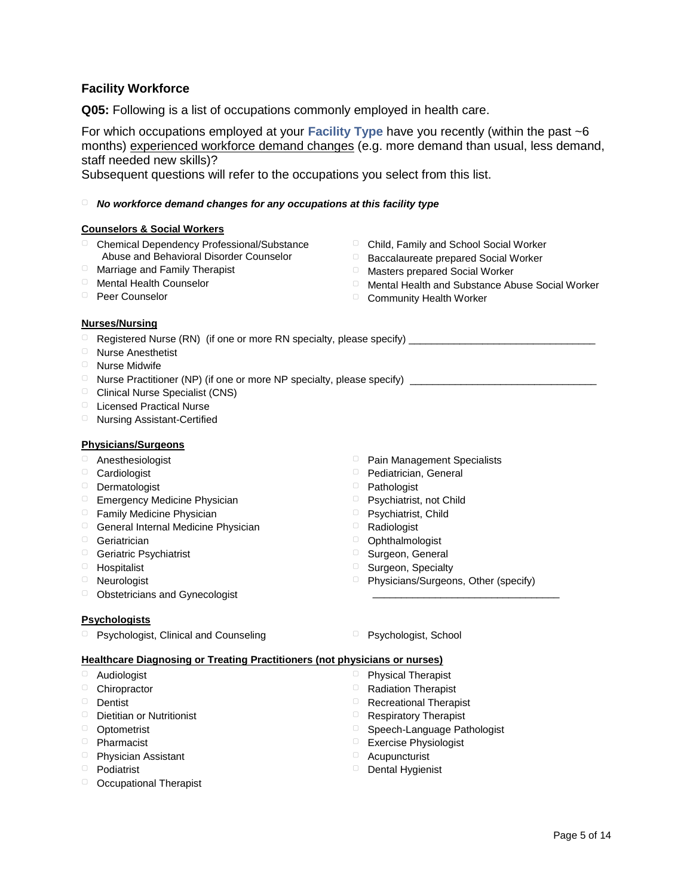## Facility Workforce

**Q05:** Following is a list of occupations commonly employed in health care.

For which occupations employed at your **Facility Type** have you recently (within the past ~6 months) experienced workforce demand changes (e.g. more demand than usual, less demand, staff needed new skills)?
Subsequent questions will refer to the occupations you select from this list.

- ☐ ***No workforce demand changes for any occupations at this facility type***

**Counselors & Social Workers**

- ☐ Chemical Dependency Professional/Substance Abuse and Behavioral Disorder Counselor
- ☐ Marriage and Family Therapist
- ☐ Mental Health Counselor
- ☐ Peer Counselor
- ☐ Child, Family and School Social Worker
- ☐ Baccalaureate prepared Social Worker
- ☐ Masters prepared Social Worker
- ☐ Mental Health and Substance Abuse Social Worker
- ☐ Community Health Worker

**Nurses/Nursing**

- ☐ Registered Nurse (RN) (if one or more RN specialty, please specify) ________________________________
- ☐ Nurse Anesthetist
- ☐ Nurse Midwife
- ☐ Nurse Practitioner (NP) (if one or more NP specialty, please specify) ________________________________
- ☐ Clinical Nurse Specialist (CNS)
- ☐ Licensed Practical Nurse
- ☐ Nursing Assistant-Certified

**Physicians/Surgeons**

- ☐ Anesthesiologist
- ☐ Cardiologist
- ☐ Dermatologist
- ☐ Emergency Medicine Physician
- ☐ Family Medicine Physician
- ☐ General Internal Medicine Physician
- ☐ Geriatrician
- ☐ Geriatric Psychiatrist
- ☐ Hospitalist
- ☐ Neurologist
- ☐ Obstetricians and Gynecologist
- ☐ Pain Management Specialists
- ☐ Pediatrician, General
- ☐ Pathologist
- ☐ Psychiatrist, not Child
- ☐ Psychiatrist, Child
- ☐ Radiologist
- ☐ Ophthalmologist
- ☐ Surgeon, General
- ☐ Surgeon, Specialty
- ☐ Physicians/Surgeons, Other (specify) ________________________________

**Psychologists**

- ☐ Psychologist, Clinical and Counseling
- ☐ Psychologist, School

**Healthcare Diagnosing or Treating Practitioners (not physicians or nurses)**

- ☐ Audiologist
- ☐ Chiropractor
- ☐ Dentist
- ☐ Dietitian or Nutritionist
- ☐ Optometrist
- ☐ Pharmacist
- ☐ Physician Assistant
- ☐ Podiatrist
- ☐ Occupational Therapist
- ☐ Physical Therapist
- ☐ Radiation Therapist
- ☐ Recreational Therapist
- ☐ Respiratory Therapist
- ☐ Speech-Language Pathologist
- ☐ Exercise Physiologist
- ☐ Acupuncturist
- ☐ Dental Hygienist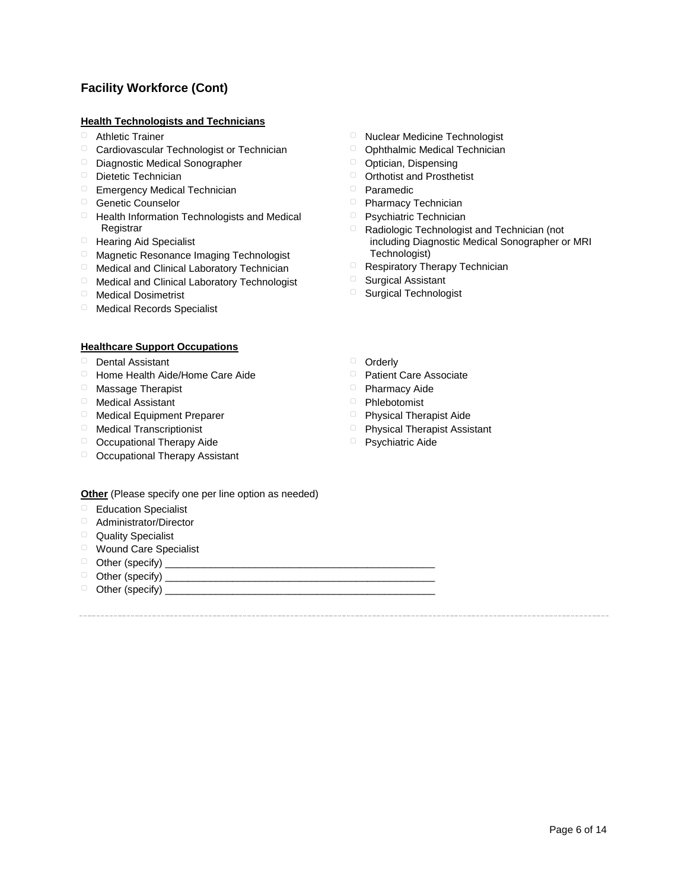## Facility Workforce (Cont)

**Health Technologists and Technicians**

- ▢ Athletic Trainer
- ▢ Cardiovascular Technologist or Technician
- ▢ Diagnostic Medical Sonographer
- ▢ Dietetic Technician
- ▢ Emergency Medical Technician
- ▢ Genetic Counselor
- ▢ Health Information Technologists and Medical Registrar
- ▢ Hearing Aid Specialist
- ▢ Magnetic Resonance Imaging Technologist
- ▢ Medical and Clinical Laboratory Technician
- ▢ Medical and Clinical Laboratory Technologist
- ▢ Medical Dosimetrist
- ▢ Medical Records Specialist
- ▢ Nuclear Medicine Technologist
- ▢ Ophthalmic Medical Technician
- ▢ Optician, Dispensing
- ▢ Orthotist and Prosthetist
- ▢ Paramedic
- ▢ Pharmacy Technician
- ▢ Psychiatric Technician
- ▢ Radiologic Technologist and Technician (not including Diagnostic Medical Sonographer or MRI Technologist)
- ▢ Respiratory Therapy Technician
- ▢ Surgical Assistant
- ▢ Surgical Technologist

**Healthcare Support Occupations**

- ▢ Dental Assistant
- ▢ Home Health Aide/Home Care Aide
- ▢ Massage Therapist
- ▢ Medical Assistant
- ▢ Medical Equipment Preparer
- ▢ Medical Transcriptionist
- ▢ Occupational Therapy Aide
- ▢ Occupational Therapy Assistant
- ▢ Orderly
- ▢ Patient Care Associate
- ▢ Pharmacy Aide
- ▢ Phlebotomist
- ▢ Physical Therapist Aide
- ▢ Physical Therapist Assistant
- ▢ Psychiatric Aide

**Other** (Please specify one per line option as needed)

- ▢ Education Specialist
- ▢ Administrator/Director
- ▢ Quality Specialist
- ▢ Wound Care Specialist
- ▢ Other (specify) _________________________________________________
- ▢ Other (specify) _________________________________________________
- ▢ Other (specify) _________________________________________________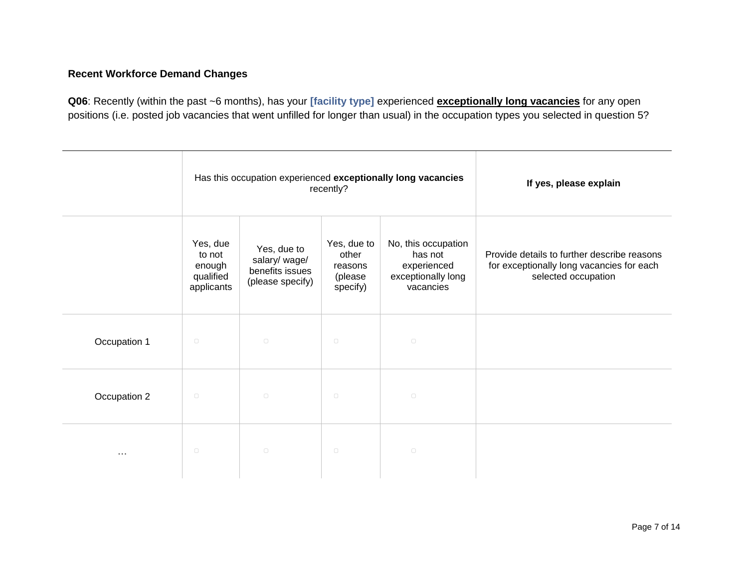**Recent Workforce Demand Changes**

**Q06**: Recently (within the past ~6 months), has your **[facility type]** experienced **exceptionally long vacancies** for any open positions (i.e. posted job vacancies that went unfilled for longer than usual) in the occupation types you selected in question 5?

| | Has this occupation experienced **exceptionally long vacancies** recently? | | | | **If yes, please explain** |
|---|---|---|---|---|---|
| | Yes, due to not enough qualified applicants | Yes, due to salary/ wage/ benefits issues (please specify) | Yes, due to other reasons (please specify) | No, this occupation has not experienced exceptionally long vacancies | Provide details to further describe reasons for exceptionally long vacancies for each selected occupation |
| Occupation 1 | ▢ | ▢ | ▢ | ▢ | |
| Occupation 2 | ▢ | ▢ | ▢ | ▢ | |
| … | ▢ | ▢ | ▢ | ▢ | |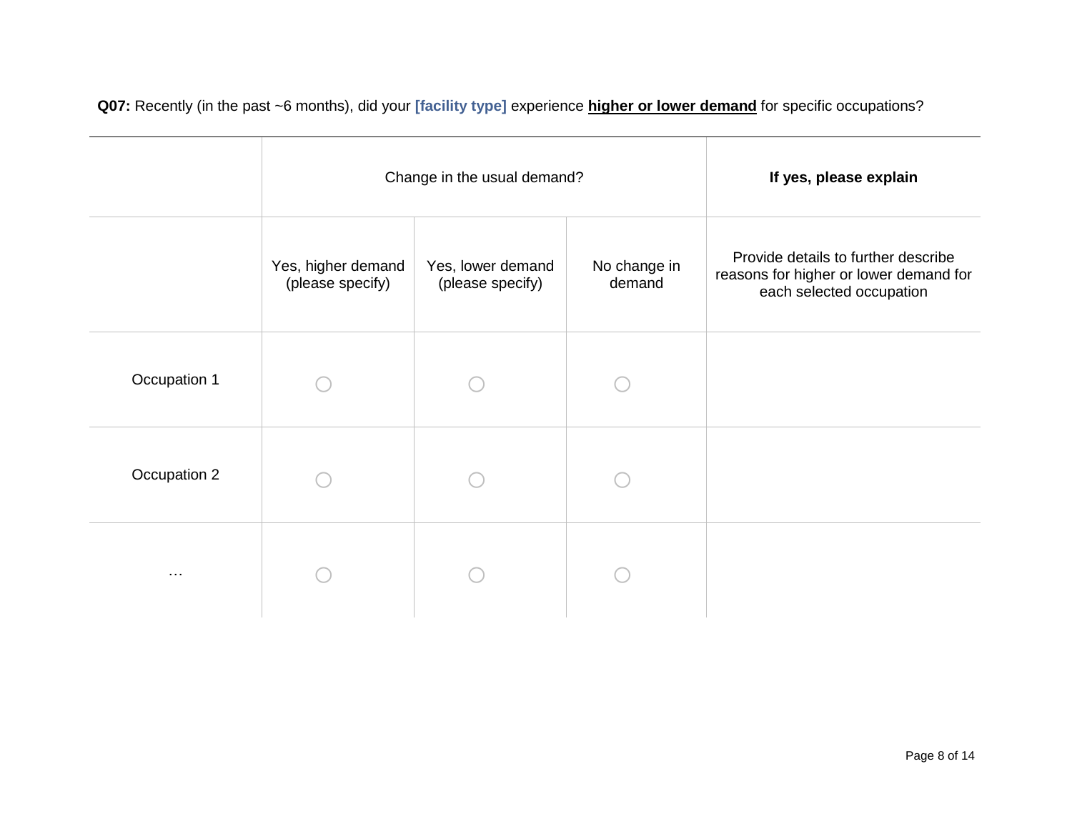**Q07:** Recently (in the past ~6 months), did your **[facility type]** experience **higher or lower demand** for specific occupations?

| | Change in the usual demand? | | | **If yes, please explain** |
|---|---|---|---|---|
| | Yes, higher demand (please specify) | Yes, lower demand (please specify) | No change in demand | Provide details to further describe reasons for higher or lower demand for each selected occupation |
| Occupation 1 | ◯ | ◯ | ◯ | |
| Occupation 2 | ◯ | ◯ | ◯ | |
| … | ◯ | ◯ | ◯ | |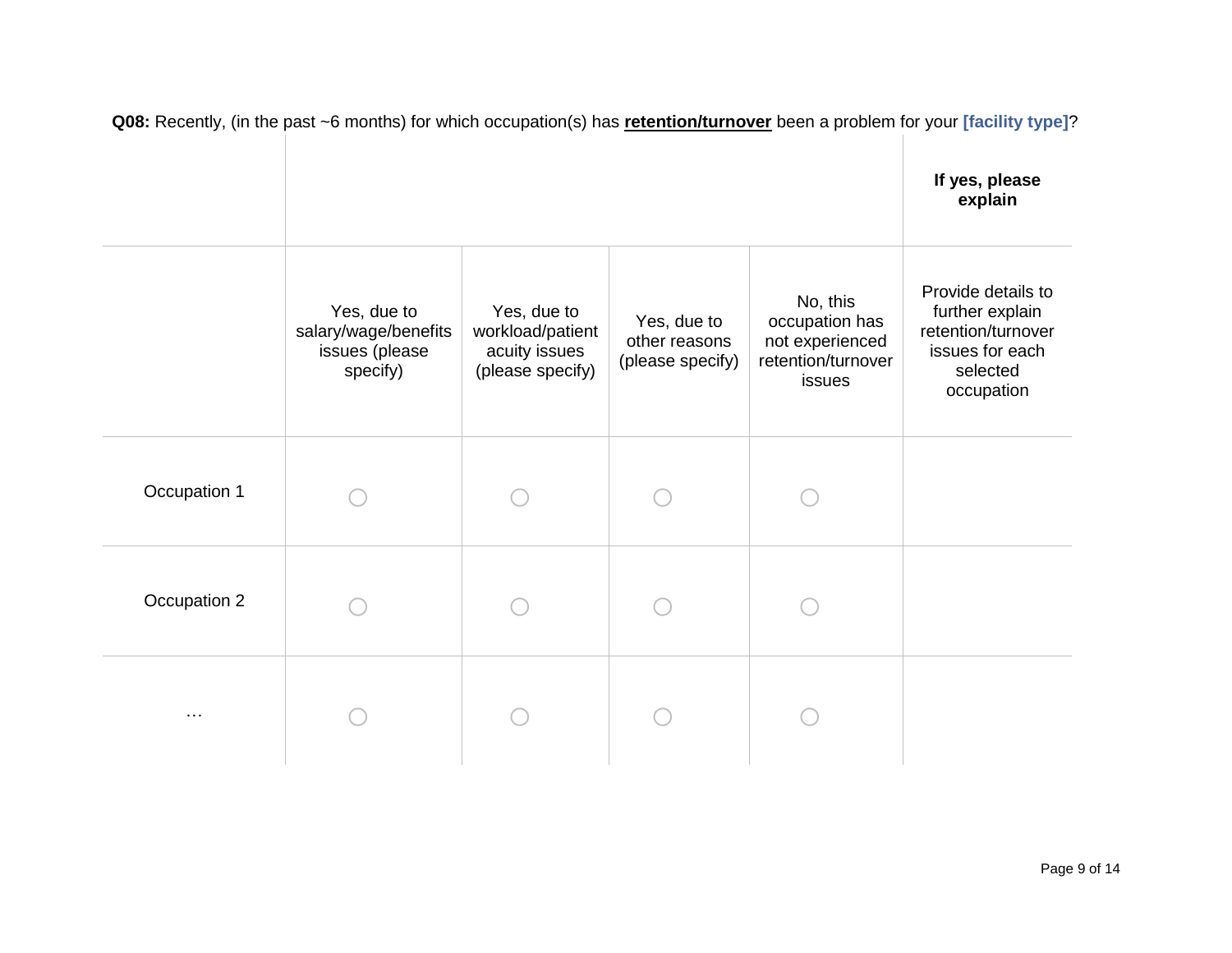**Q08:** Recently, (in the past ~6 months) for which occupation(s) has **retention/turnover** been a problem for your **[facility type]**?

| | | | | | If yes, please explain |
|---|---|---|---|---|---|
| | Yes, due to salary/wage/benefits issues (please specify) | Yes, due to workload/patient acuity issues (please specify) | Yes, due to other reasons (please specify) | No, this occupation has not experienced retention/turnover issues | Provide details to further explain retention/turnover issues for each selected occupation |
| Occupation 1 | ○ | ○ | ○ | ○ | |
| Occupation 2 | ○ | ○ | ○ | ○ | |
| … | ○ | ○ | ○ | ○ | |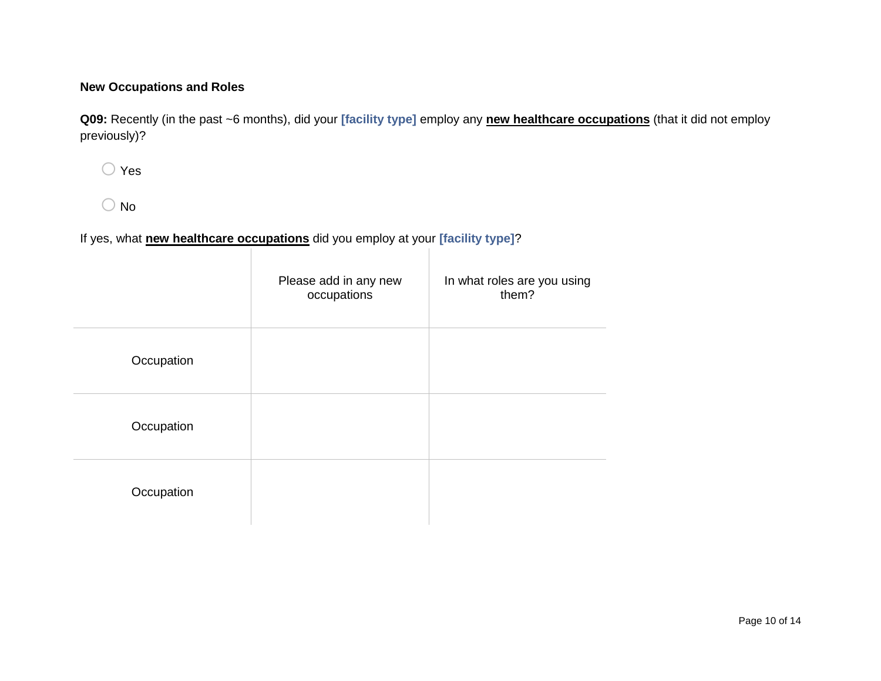**New Occupations and Roles**

**Q09:** Recently (in the past ~6 months), did your **[facility type]** employ any **new healthcare occupations** (that it did not employ previously)?

- ◯ Yes
- ◯ No

If yes, what **new healthcare occupations** did you employ at your **[facility type]**?

| | Please add in any new occupations | In what roles are you using them? |
|---|---|---|
| Occupation | | |
| Occupation | | |
| Occupation | | |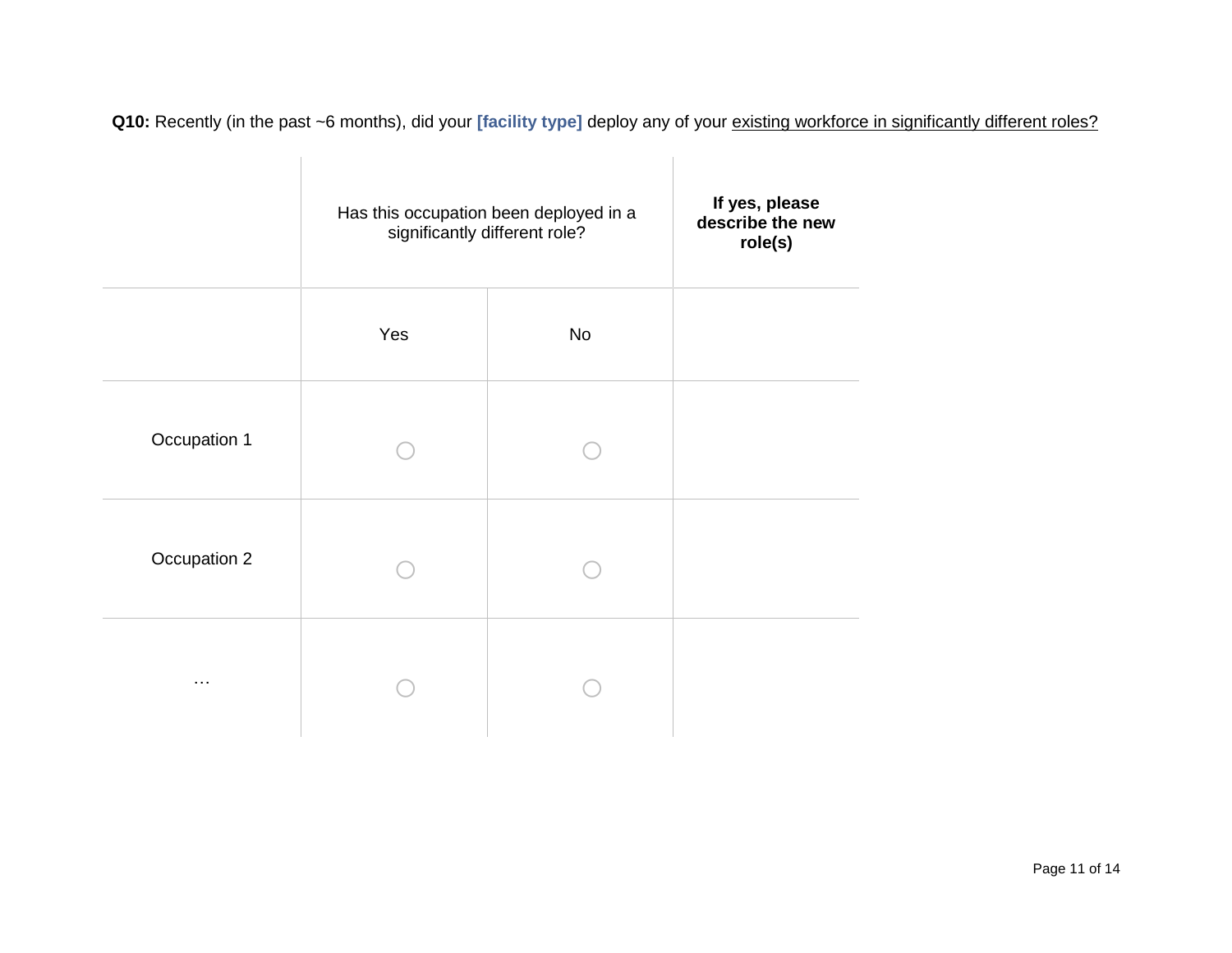**Q10:** Recently (in the past ~6 months), did your **[facility type]** deploy any of your existing workforce in significantly different roles?

| | Has this occupation been deployed in a significantly different role? | | **If yes, please describe the new role(s)** |
|---|---|---|---|
| | Yes | No | |
| Occupation 1 | ○ | ○ | |
| Occupation 2 | ○ | ○ | |
| … | ○ | ○ | |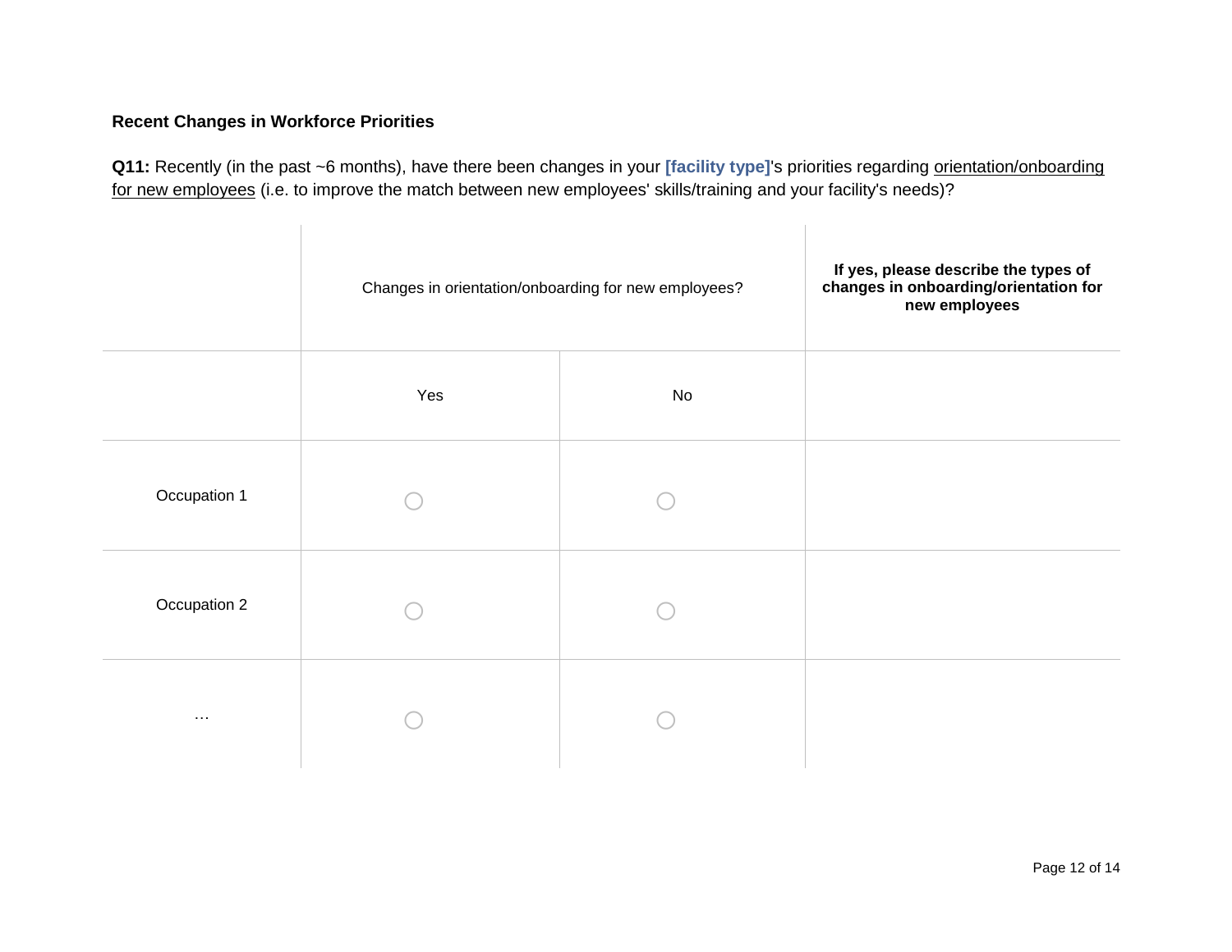**Recent Changes in Workforce Priorities**

**Q11:** Recently (in the past ~6 months), have there been changes in your **[facility type]**'s priorities regarding orientation/onboarding for new employees (i.e. to improve the match between new employees' skills/training and your facility's needs)?

| | Changes in orientation/onboarding for new employees? | | **If yes, please describe the types of changes in onboarding/orientation for new employees** |
|---|---|---|---|
| | Yes | No | |
| Occupation 1 | ○ | ○ | |
| Occupation 2 | ○ | ○ | |
| … | ○ | ○ | |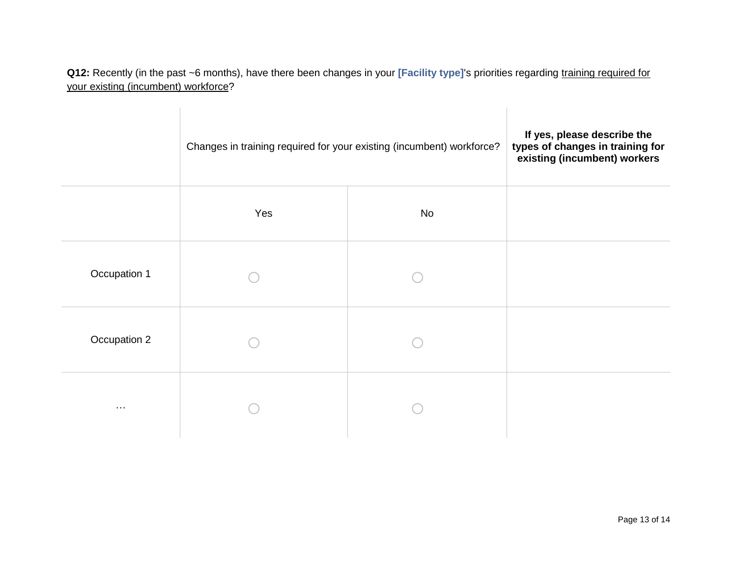**Q12:** Recently (in the past ~6 months), have there been changes in your **[Facility type]**'s priorities regarding training required for your existing (incumbent) workforce?

| | Changes in training required for your existing (incumbent) workforce? | | **If yes, please describe the types of changes in training for existing (incumbent) workers** |
|---|---|---|---|
| | Yes | No | |
| Occupation 1 | ◯ | ◯ | |
| Occupation 2 | ◯ | ◯ | |
| … | ◯ | ◯ | |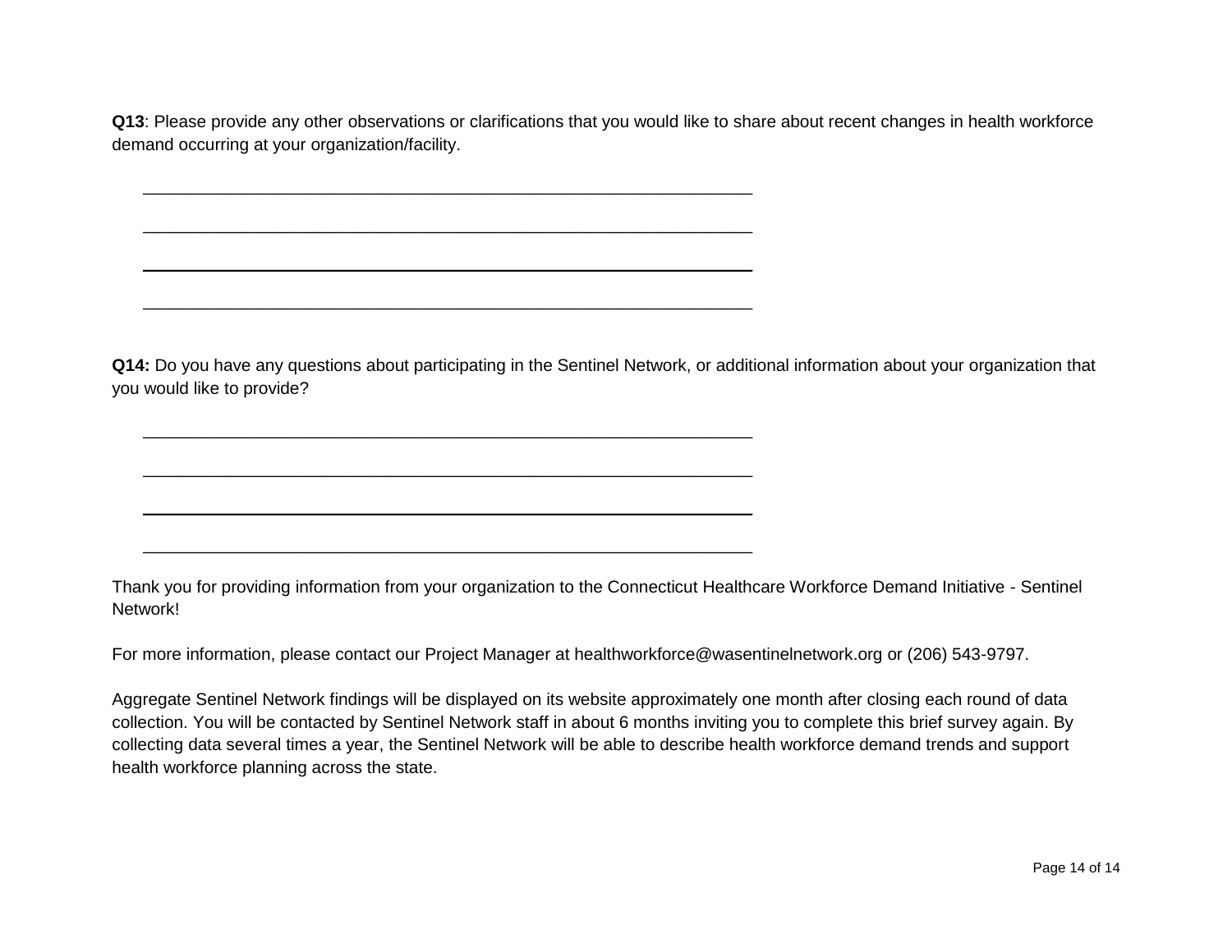**Q13**: Please provide any other observations or clarifications that you would like to share about recent changes in health workforce demand occurring at your organization/facility.

_________________________________________________________________

_________________________________________________________________

_________________________________________________________________

_________________________________________________________________

**Q14:** Do you have any questions about participating in the Sentinel Network, or additional information about your organization that you would like to provide?

_________________________________________________________________

_________________________________________________________________

_________________________________________________________________

_________________________________________________________________

Thank you for providing information from your organization to the Connecticut Healthcare Workforce Demand Initiative - Sentinel Network!

For more information, please contact our Project Manager at healthworkforce@wasentinelnetwork.org or (206) 543-9797.

Aggregate Sentinel Network findings will be displayed on its website approximately one month after closing each round of data collection. You will be contacted by Sentinel Network staff in about 6 months inviting you to complete this brief survey again. By collecting data several times a year, the Sentinel Network will be able to describe health workforce demand trends and support health workforce planning across the state.